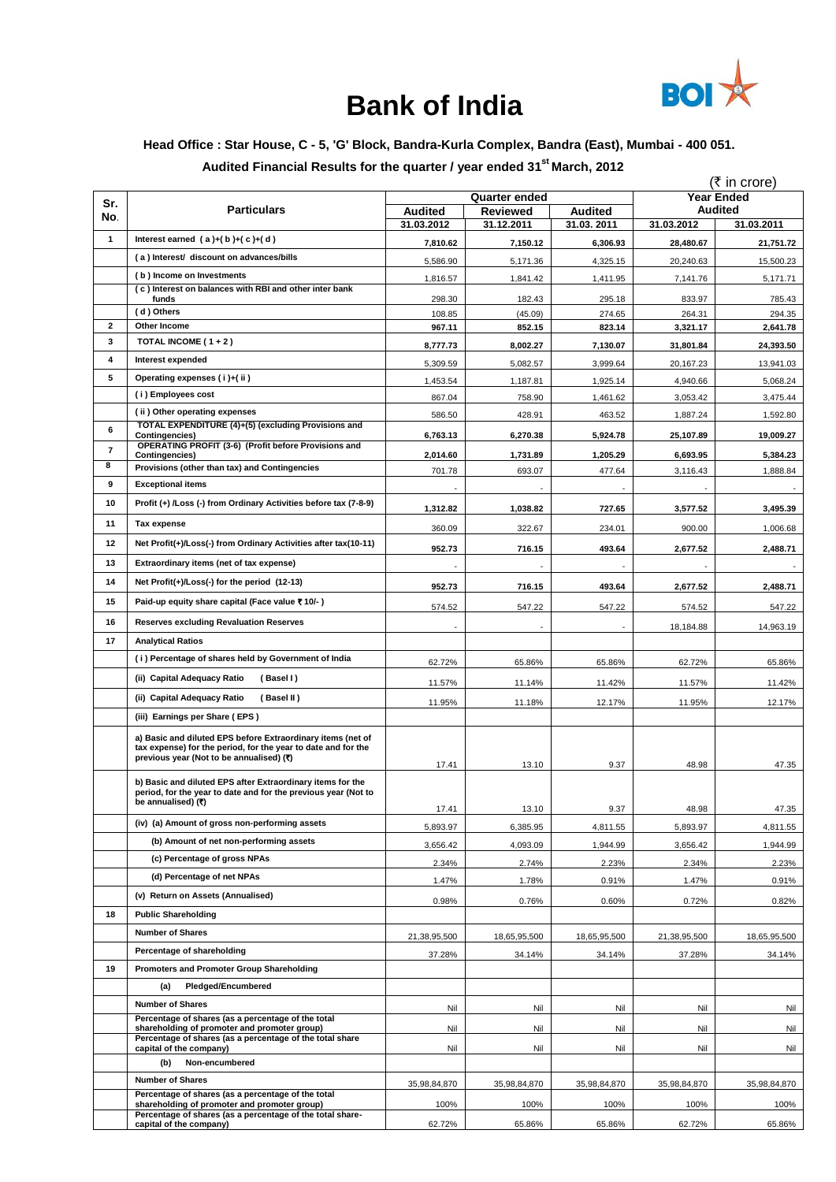# Bank of India

**Head Office : Star House, C - 5, 'G' Block, Bandra-Kurla Complex, Bandra (East), Mumbai - 400 051.**

**Audited Financial Results for the quarter / year ended 31st March, 2012**

(₹ in crore)

| Sr. No. | Particulars | Quarter ended | | | Year Ended Audited | |
|---|---|---|---|---|---|---|
| | | Audited | Reviewed | Audited | | |
| | | 31.03.2012 | 31.12.2011 | 31.03. 2011 | 31.03.2012 | 31.03.2011 |
| 1 | Interest earned ( a )+( b )+( c )+( d ) | 7,810.62 | 7,150.12 | 6,306.93 | 28,480.67 | 21,751.72 |
| | ( a ) Interest/ discount on advances/bills | 5,586.90 | 5,171.36 | 4,325.15 | 20,240.63 | 15,500.23 |
| | ( b ) Income on Investments | 1,816.57 | 1,841.42 | 1,411.95 | 7,141.76 | 5,171.71 |
| | ( c ) Interest on balances with RBI and other inter bank funds | 298.30 | 182.43 | 295.18 | 833.97 | 785.43 |
| | ( d ) Others | 108.85 | (45.09) | 274.65 | 264.31 | 294.35 |
| 2 | Other Income | 967.11 | 852.15 | 823.14 | 3,321.17 | 2,641.78 |
| 3 | TOTAL INCOME ( 1 + 2 ) | 8,777.73 | 8,002.27 | 7,130.07 | 31,801.84 | 24,393.50 |
| 4 | Interest expended | 5,309.59 | 5,082.57 | 3,999.64 | 20,167.23 | 13,941.03 |
| 5 | Operating expenses ( i )+( ii ) | 1,453.54 | 1,187.81 | 1,925.14 | 4,940.66 | 5,068.24 |
| | ( i ) Employees cost | 867.04 | 758.90 | 1,461.62 | 3,053.42 | 3,475.44 |
| | ( ii ) Other operating expenses | 586.50 | 428.91 | 463.52 | 1,887.24 | 1,592.80 |
| 6 | TOTAL EXPENDITURE (4)+(5) (excluding Provisions and Contingencies) | 6,763.13 | 6,270.38 | 5,924.78 | 25,107.89 | 19,009.27 |
| 7 | OPERATING PROFIT (3-6) (Profit before Provisions and Contingencies) | 2,014.60 | 1,731.89 | 1,205.29 | 6,693.95 | 5,384.23 |
| 8 | Provisions (other than tax) and Contingencies | 701.78 | 693.07 | 477.64 | 3,116.43 | 1,888.84 |
| 9 | Exceptional items | - | - | - | - | - |
| 10 | Profit (+) /Loss (-) from Ordinary Activities before tax (7-8-9) | 1,312.82 | 1,038.82 | 727.65 | 3,577.52 | 3,495.39 |
| 11 | Tax expense | 360.09 | 322.67 | 234.01 | 900.00 | 1,006.68 |
| 12 | Net Profit(+)/Loss(-) from Ordinary Activities after tax(10-11) | 952.73 | 716.15 | 493.64 | 2,677.52 | 2,488.71 |
| 13 | Extraordinary items (net of tax expense) | - | - | - | - | - |
| 14 | Net Profit(+)/Loss(-) for the period (12-13) | 952.73 | 716.15 | 493.64 | 2,677.52 | 2,488.71 |
| 15 | Paid-up equity share capital (Face value ₹ 10/- ) | 574.52 | 547.22 | 547.22 | 574.52 | 547.22 |
| 16 | Reserves excluding Revaluation Reserves | - | - | - | 18,184.88 | 14,963.19 |
| 17 | Analytical Ratios | | | | | |
| | ( i ) Percentage of shares held by Government of India | 62.72% | 65.86% | 65.86% | 62.72% | 65.86% |
| | (ii) Capital Adequacy Ratio ( Basel I ) | 11.57% | 11.14% | 11.42% | 11.57% | 11.42% |
| | (ii) Capital Adequacy Ratio ( Basel II ) | 11.95% | 11.18% | 12.17% | 11.95% | 12.17% |
| | (iii) Earnings per Share ( EPS ) | | | | | |
| | a) Basic and diluted EPS before Extraordinary items (net of tax expense) for the period, for the year to date and for the previous year (Not to be annualised) (₹) | 17.41 | 13.10 | 9.37 | 48.98 | 47.35 |
| | b) Basic and diluted EPS after Extraordinary items for the period, for the year to date and for the previous year (Not to be annualised) (₹) | 17.41 | 13.10 | 9.37 | 48.98 | 47.35 |
| | (iv) (a) Amount of gross non-performing assets | 5,893.97 | 6,385.95 | 4,811.55 | 5,893.97 | 4,811.55 |
| | (b) Amount of net non-performing assets | 3,656.42 | 4,093.09 | 1,944.99 | 3,656.42 | 1,944.99 |
| | (c) Percentage of gross NPAs | 2.34% | 2.74% | 2.23% | 2.34% | 2.23% |
| | (d) Percentage of net NPAs | 1.47% | 1.78% | 0.91% | 1.47% | 0.91% |
| | (v) Return on Assets (Annualised) | 0.98% | 0.76% | 0.60% | 0.72% | 0.82% |
| 18 | Public Shareholding | | | | | |
| | Number of Shares | 21,38,95,500 | 18,65,95,500 | 18,65,95,500 | 21,38,95,500 | 18,65,95,500 |
| | Percentage of shareholding | 37.28% | 34.14% | 34.14% | 37.28% | 34.14% |
| 19 | Promoters and Promoter Group Shareholding | | | | | |
| | (a) Pledged/Encumbered | | | | | |
| | Number of Shares | Nil | Nil | Nil | Nil | Nil |
| | Percentage of shares (as a percentage of the total shareholding of promoter and promoter group) | Nil | Nil | Nil | Nil | Nil |
| | Percentage of shares (as a percentage of the total share capital of the company) | Nil | Nil | Nil | Nil | Nil |
| | (b) Non-encumbered | | | | | |
| | Number of Shares | 35,98,84,870 | 35,98,84,870 | 35,98,84,870 | 35,98,84,870 | 35,98,84,870 |
| | Percentage of shares (as a percentage of the total shareholding of promoter and promoter group) | 100% | 100% | 100% | 100% | 100% |
| | Percentage of shares (as a percentage of the total share-capital of the company) | 62.72% | 65.86% | 65.86% | 62.72% | 65.86% |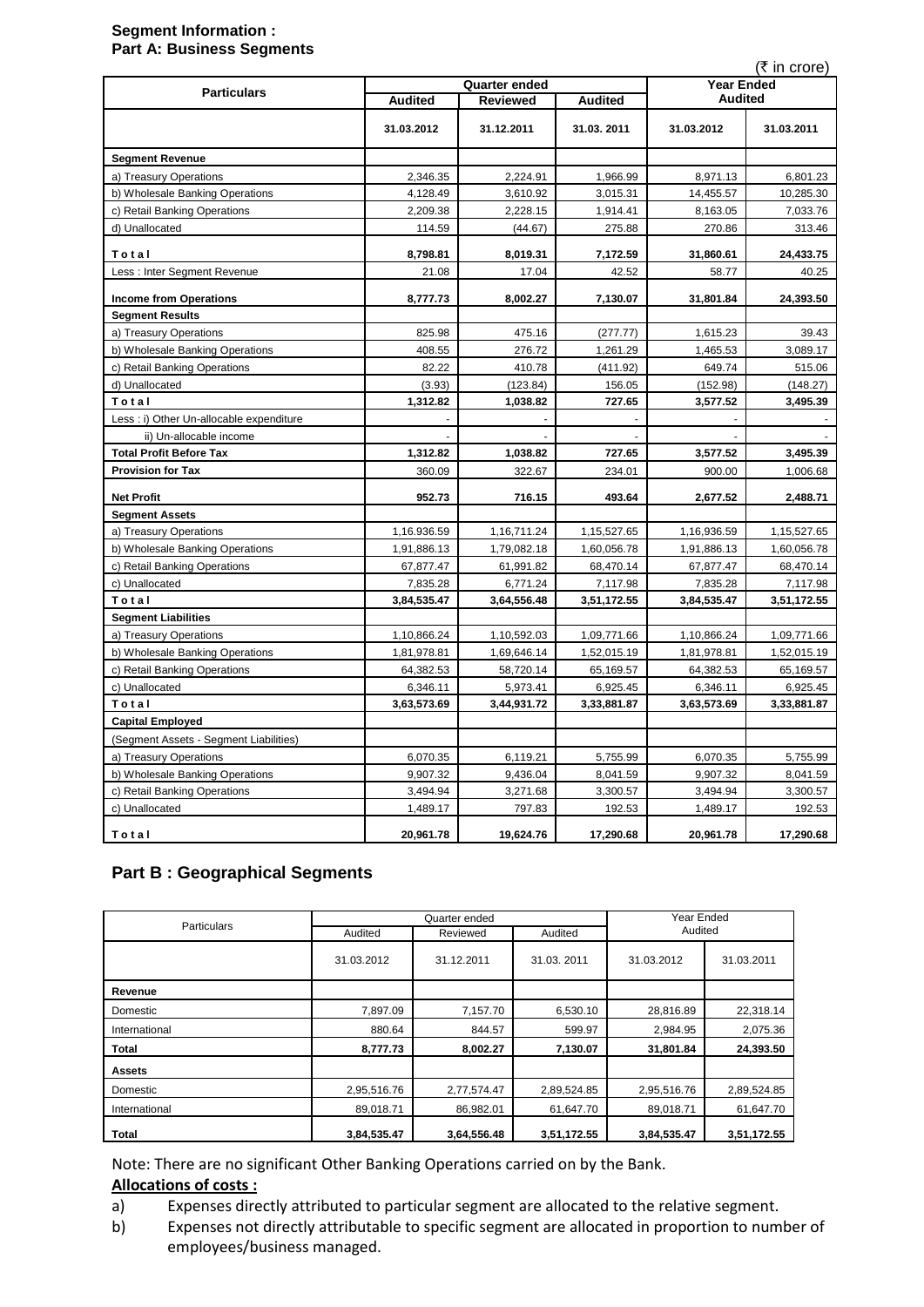**Segment Information :**
**Part A: Business Segments**

(₹ in crore)

| Particulars | Quarter ended | | | Year Ended | |
|---|---|---|---|---|---|
| | Audited | Reviewed | Audited | Audited | |
| | 31.03.2012 | 31.12.2011 | 31.03. 2011 | 31.03.2012 | 31.03.2011 |
| **Segment Revenue** | | | | | |
| a) Treasury Operations | 2,346.35 | 2,224.91 | 1,966.99 | 8,971.13 | 6,801.23 |
| b) Wholesale Banking Operations | 4,128.49 | 3,610.92 | 3,015.31 | 14,455.57 | 10,285.30 |
| c) Retail Banking Operations | 2,209.38 | 2,228.15 | 1,914.41 | 8,163.05 | 7,033.76 |
| d) Unallocated | 114.59 | (44.67) | 275.88 | 270.86 | 313.46 |
| **Total** | **8,798.81** | **8,019.31** | **7,172.59** | **31,860.61** | **24,433.75** |
| Less : Inter Segment Revenue | 21.08 | 17.04 | 42.52 | 58.77 | 40.25 |
| **Income from Operations** | **8,777.73** | **8,002.27** | **7,130.07** | **31,801.84** | **24,393.50** |
| **Segment Results** | | | | | |
| a) Treasury Operations | 825.98 | 475.16 | (277.77) | 1,615.23 | 39.43 |
| b) Wholesale Banking Operations | 408.55 | 276.72 | 1,261.29 | 1,465.53 | 3,089.17 |
| c) Retail Banking Operations | 82.22 | 410.78 | (411.92) | 649.74 | 515.06 |
| d) Unallocated | (3.93) | (123.84) | 156.05 | (152.98) | (148.27) |
| **Total** | **1,312.82** | **1,038.82** | **727.65** | **3,577.52** | **3,495.39** |
| Less : i) Other Un-allocable expenditure | - | - | - | - | - |
| ii) Un-allocable income | - | - | - | - | - |
| **Total Profit Before Tax** | **1,312.82** | **1,038.82** | **727.65** | **3,577.52** | **3,495.39** |
| **Provision for Tax** | 360.09 | 322.67 | 234.01 | 900.00 | 1,006.68 |
| **Net Profit** | **952.73** | **716.15** | **493.64** | **2,677.52** | **2,488.71** |
| **Segment Assets** | | | | | |
| a) Treasury Operations | 1,16,936.59 | 1,16,711.24 | 1,15,527.65 | 1,16,936.59 | 1,15,527.65 |
| b) Wholesale Banking Operations | 1,91,886.13 | 1,79,082.18 | 1,60,056.78 | 1,91,886.13 | 1,60,056.78 |
| c) Retail Banking Operations | 67,877.47 | 61,991.82 | 68,470.14 | 67,877.47 | 68,470.14 |
| c) Unallocated | 7,835.28 | 6,771.24 | 7,117.98 | 7,835.28 | 7,117.98 |
| **Total** | **3,84,535.47** | **3,64,556.48** | **3,51,172.55** | **3,84,535.47** | **3,51,172.55** |
| **Segment Liabilities** | | | | | |
| a) Treasury Operations | 1,10,866.24 | 1,10,592.03 | 1,09,771.66 | 1,10,866.24 | 1,09,771.66 |
| b) Wholesale Banking Operations | 1,81,978.81 | 1,69,646.14 | 1,52,015.19 | 1,81,978.81 | 1,52,015.19 |
| c) Retail Banking Operations | 64,382.53 | 58,720.14 | 65,169.57 | 64,382.53 | 65,169.57 |
| c) Unallocated | 6,346.11 | 5,973.41 | 6,925.45 | 6,346.11 | 6,925.45 |
| **Total** | **3,63,573.69** | **3,44,931.72** | **3,33,881.87** | **3,63,573.69** | **3,33,881.87** |
| **Capital Employed** | | | | | |
| (Segment Assets - Segment Liabilities) | | | | | |
| a) Treasury Operations | 6,070.35 | 6,119.21 | 5,755.99 | 6,070.35 | 5,755.99 |
| b) Wholesale Banking Operations | 9,907.32 | 9,436.04 | 8,041.59 | 9,907.32 | 8,041.59 |
| c) Retail Banking Operations | 3,494.94 | 3,271.68 | 3,300.57 | 3,494.94 | 3,300.57 |
| c) Unallocated | 1,489.17 | 797.83 | 192.53 | 1,489.17 | 192.53 |
| **Total** | **20,961.78** | **19,624.76** | **17,290.68** | **20,961.78** | **17,290.68** |

## Part B : Geographical Segments

| Particulars | Quarter ended | | | Year Ended | |
|---|---|---|---|---|---|
| | Audited | Reviewed | Audited | Audited | |
| | 31.03.2012 | 31.12.2011 | 31.03. 2011 | 31.03.2012 | 31.03.2011 |
| **Revenue** | | | | | |
| Domestic | 7,897.09 | 7,157.70 | 6,530.10 | 28,816.89 | 22,318.14 |
| International | 880.64 | 844.57 | 599.97 | 2,984.95 | 2,075.36 |
| **Total** | **8,777.73** | **8,002.27** | **7,130.07** | **31,801.84** | **24,393.50** |
| **Assets** | | | | | |
| Domestic | 2,95,516.76 | 2,77,574.47 | 2,89,524.85 | 2,95,516.76 | 2,89,524.85 |
| International | 89,018.71 | 86,982.01 | 61,647.70 | 89,018.71 | 61,647.70 |
| **Total** | **3,84,535.47** | **3,64,556.48** | **3,51,172.55** | **3,84,535.47** | **3,51,172.55** |

Note: There are no significant Other Banking Operations carried on by the Bank.

**Allocations of costs :**

a) Expenses directly attributed to particular segment are allocated to the relative segment.

b) Expenses not directly attributable to specific segment are allocated in proportion to number of employees/business managed.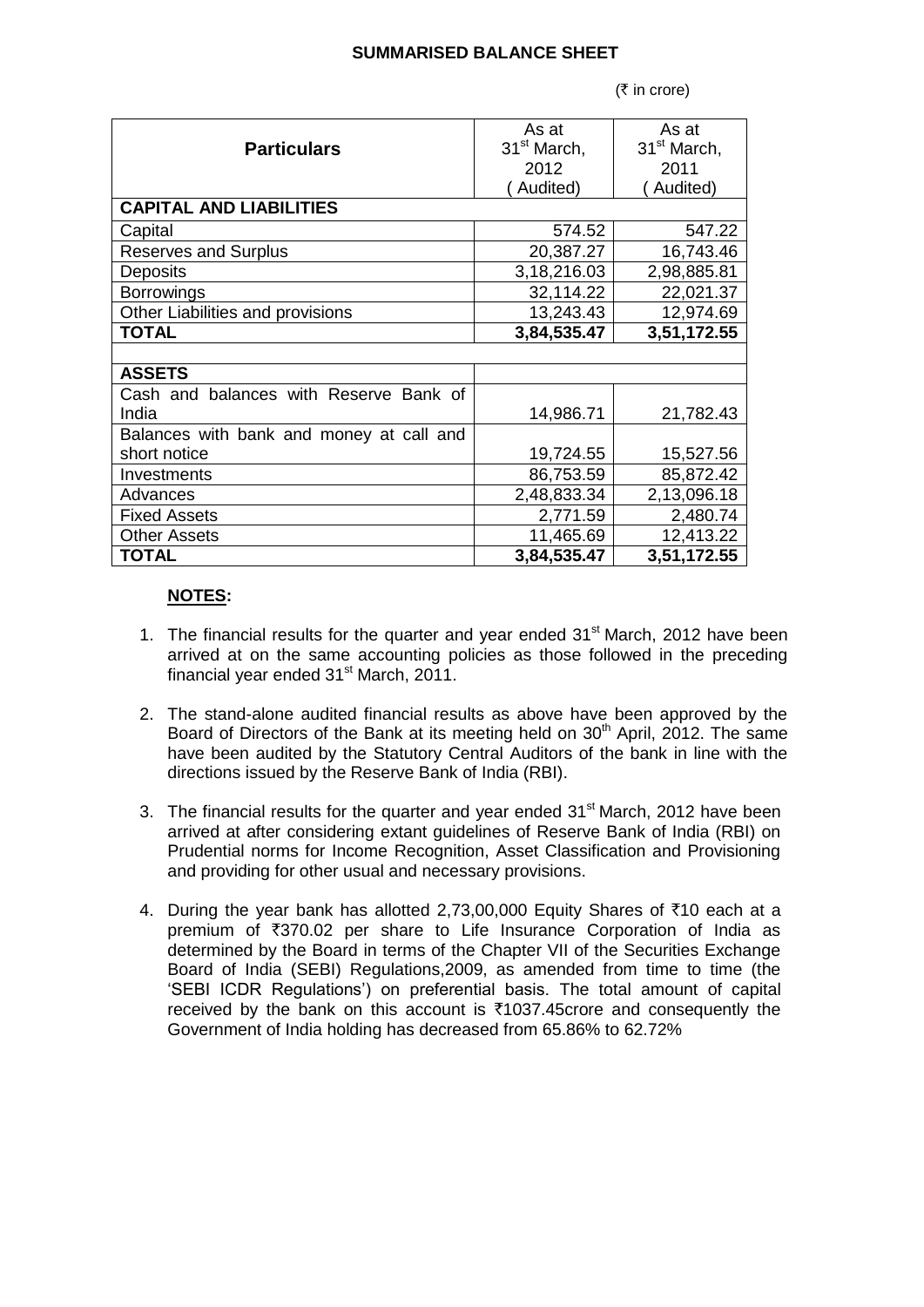## SUMMARISED BALANCE SHEET

(₹ in crore)

| Particulars | As at 31st March, 2012 ( Audited) | As at 31st March, 2011 ( Audited) |
|---|---|---|
| **CAPITAL AND LIABILITIES** | | |
| Capital | 574.52 | 547.22 |
| Reserves and Surplus | 20,387.27 | 16,743.46 |
| Deposits | 3,18,216.03 | 2,98,885.81 |
| Borrowings | 32,114.22 | 22,021.37 |
| Other Liabilities and provisions | 13,243.43 | 12,974.69 |
| **TOTAL** | **3,84,535.47** | **3,51,172.55** |
| | | |
| **ASSETS** | | |
| Cash and balances with Reserve Bank of India | 14,986.71 | 21,782.43 |
| Balances with bank and money at call and short notice | 19,724.55 | 15,527.56 |
| Investments | 86,753.59 | 85,872.42 |
| Advances | 2,48,833.34 | 2,13,096.18 |
| Fixed Assets | 2,771.59 | 2,480.74 |
| Other Assets | 11,465.69 | 12,413.22 |
| **TOTAL** | **3,84,535.47** | **3,51,172.55** |

**NOTES:**

1. The financial results for the quarter and year ended 31st March, 2012 have been arrived at on the same accounting policies as those followed in the preceding financial year ended 31st March, 2011.

2. The stand-alone audited financial results as above have been approved by the Board of Directors of the Bank at its meeting held on 30th April, 2012. The same have been audited by the Statutory Central Auditors of the bank in line with the directions issued by the Reserve Bank of India (RBI).

3. The financial results for the quarter and year ended 31st March, 2012 have been arrived at after considering extant guidelines of Reserve Bank of India (RBI) on Prudential norms for Income Recognition, Asset Classification and Provisioning and providing for other usual and necessary provisions.

4. During the year bank has allotted 2,73,00,000 Equity Shares of ₹10 each at a premium of ₹370.02 per share to Life Insurance Corporation of India as determined by the Board in terms of the Chapter VII of the Securities Exchange Board of India (SEBI) Regulations,2009, as amended from time to time (the 'SEBI ICDR Regulations') on preferential basis. The total amount of capital received by the bank on this account is ₹1037.45crore and consequently the Government of India holding has decreased from 65.86% to 62.72%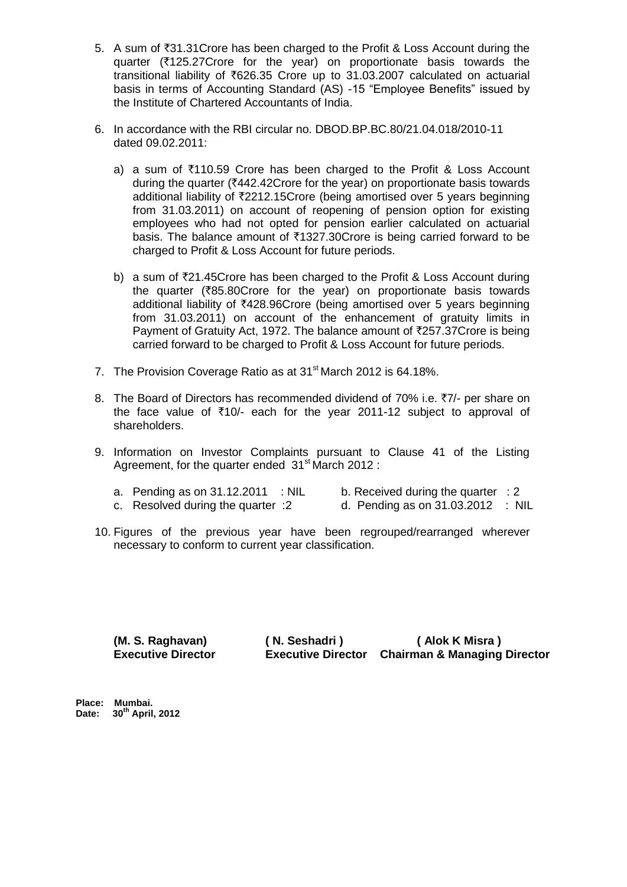5. A sum of ₹31.31Crore has been charged to the Profit & Loss Account during the quarter (₹125.27Crore for the year) on proportionate basis towards the transitional liability of ₹626.35 Crore up to 31.03.2007 calculated on actuarial basis in terms of Accounting Standard (AS) -15 "Employee Benefits" issued by the Institute of Chartered Accountants of India.

6. In accordance with the RBI circular no. DBOD.BP.BC.80/21.04.018/2010-11 dated 09.02.2011:

   a) a sum of ₹110.59 Crore has been charged to the Profit & Loss Account during the quarter (₹442.42Crore for the year) on proportionate basis towards additional liability of ₹2212.15Crore (being amortised over 5 years beginning from 31.03.2011) on account of reopening of pension option for existing employees who had not opted for pension earlier calculated on actuarial basis. The balance amount of ₹1327.30Crore is being carried forward to be charged to Profit & Loss Account for future periods.

   b) a sum of ₹21.45Crore has been charged to the Profit & Loss Account during the quarter (₹85.80Crore for the year) on proportionate basis towards additional liability of ₹428.96Crore (being amortised over 5 years beginning from 31.03.2011) on account of the enhancement of gratuity limits in Payment of Gratuity Act, 1972. The balance amount of ₹257.37Crore is being carried forward to be charged to Profit & Loss Account for future periods.

7. The Provision Coverage Ratio as at 31st March 2012 is 64.18%.

8. The Board of Directors has recommended dividend of 70% i.e. ₹7/- per share on the face value of ₹10/- each for the year 2011-12 subject to approval of shareholders.

9. Information on Investor Complaints pursuant to Clause 41 of the Listing Agreement, for the quarter ended 31st March 2012 :

   a. Pending as on 31.12.2011 : NIL
   b. Received during the quarter : 2
   c. Resolved during the quarter :2
   d. Pending as on 31.03.2012 : NIL

10. Figures of the previous year have been regrouped/rearranged wherever necessary to conform to current year classification.

| | | |
|---|---|---|
| **(M. S. Raghavan)** | **( N. Seshadri )** | **( Alok K Misra )** |
| **Executive Director** | **Executive Director** | **Chairman & Managing Director** |

**Place: Mumbai.**
**Date: 30th April, 2012**